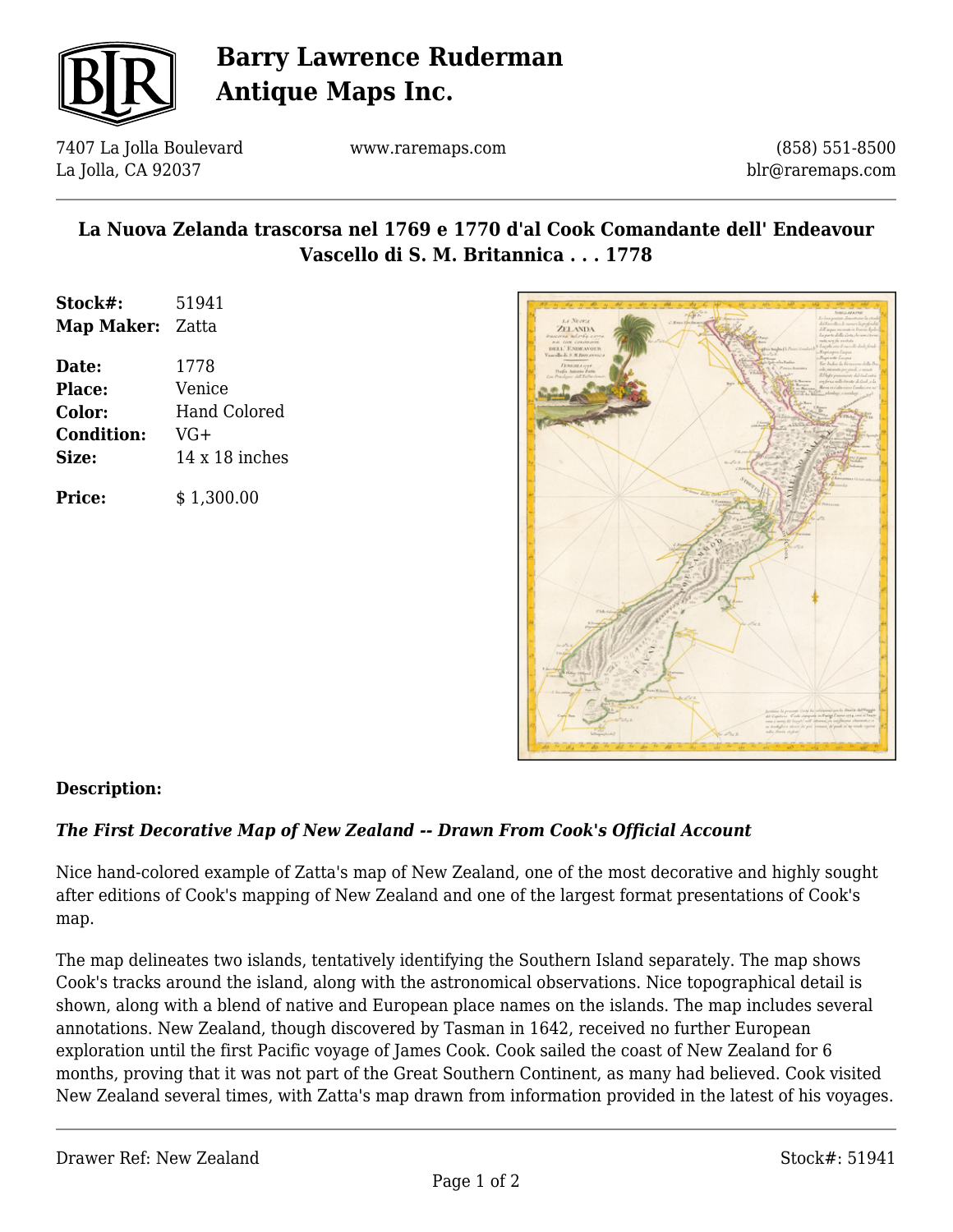# Barry Lawrence Ruderman Antique Maps Inc.

7407 La Jolla Boulevard
La Jolla, CA 92037

www.raremaps.com

(858) 551-8500
blr@raremaps.com

## La Nuova Zelanda trascorsa nel 1769 e 1770 d'al Cook Comandante dell' Endeavour Vascello di S. M. Britannica . . . 1778

| | |
|---|---|
| **Stock#:** | 51941 |
| **Map Maker:** | Zatta |
| **Date:** | 1778 |
| **Place:** | Venice |
| **Color:** | Hand Colored |
| **Condition:** | VG+ |
| **Size:** | 14 x 18 inches |
| **Price:** | $ 1,300.00 |

### Description:

***The First Decorative Map of New Zealand -- Drawn From Cook's Official Account***

Nice hand-colored example of Zatta's map of New Zealand, one of the most decorative and highly sought after editions of Cook's mapping of New Zealand and one of the largest format presentations of Cook's map.

The map delineates two islands, tentatively identifying the Southern Island separately. The map shows Cook's tracks around the island, along with the astronomical observations. Nice topographical detail is shown, along with a blend of native and European place names on the islands. The map includes several annotations. New Zealand, though discovered by Tasman in 1642, received no further European exploration until the first Pacific voyage of James Cook. Cook sailed the coast of New Zealand for 6 months, proving that it was not part of the Great Southern Continent, as many had believed. Cook visited New Zealand several times, with Zatta's map drawn from information provided in the latest of his voyages.

Drawer Ref: New Zealand

Stock#: 51941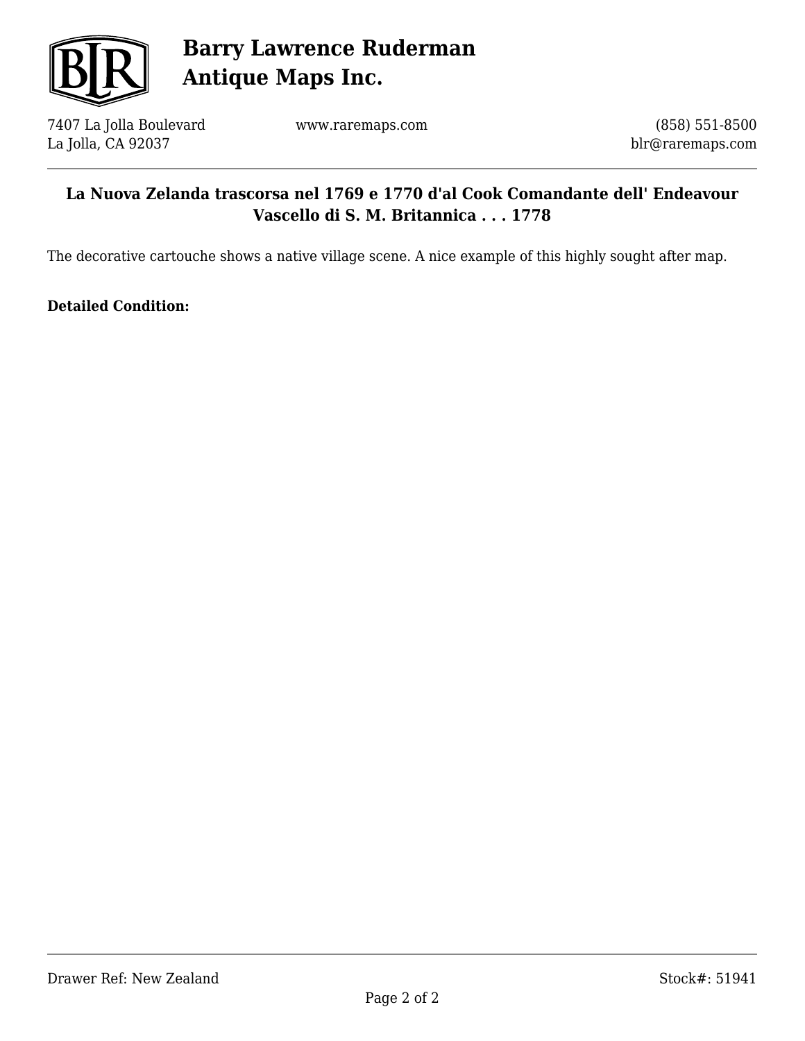**La Nuova Zelanda trascorsa nel 1769 e 1770 d'al Cook Comandante dell' Endeavour Vascello di S. M. Britannica . . . 1778**

The decorative cartouche shows a native village scene. A nice example of this highly sought after map.

**Detailed Condition:**